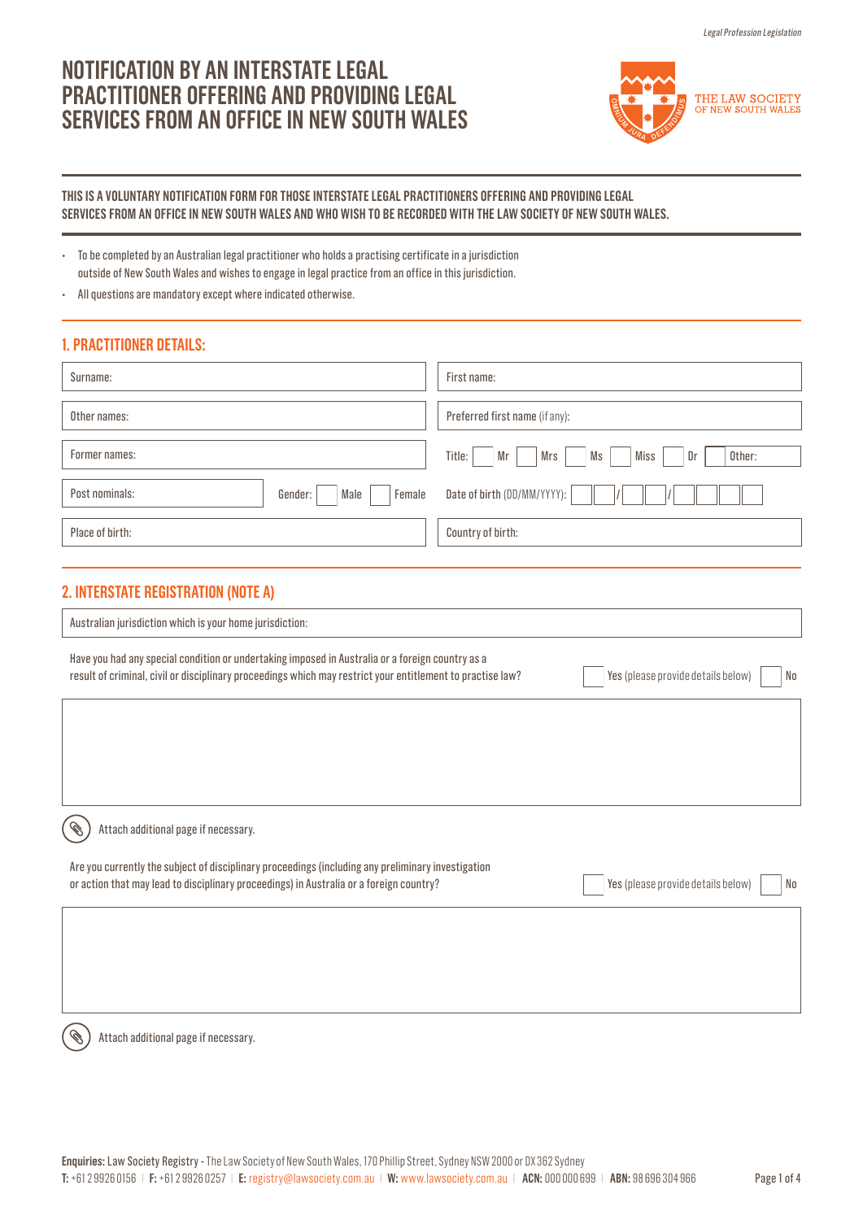# NOTIFICATION BY AN INTERSTATE LEGAL PRACTITIONER OFFERING AND PROVIDING LEGAL SERVICES FROM AN OFFICE IN NEW SOUTH WALES

THE LAW SOCIETY OF NEW SOUTH WALES

**THIS IS A VOLUNTARY NOTIFICATION FORM FOR THOSE INTERSTATE LEGAL PRACTITIONERS OFFERING AND PROVIDING LEGAL SERVICES FROM AN OFFICE IN NEW SOUTH WALES AND WHO WISH TO BE RECORDED WITH THE LAW SOCIETY OF NEW SOUTH WALES.**

- To be completed by an Australian legal practitioner who holds a practising certificate in a jurisdiction outside of New South Wales and wishes to engage in legal practice from an office in this jurisdiction.
- All questions are mandatory except where indicated otherwise.

## 1. PRACTITIONER DETAILS:

| | |
|---|---|
| Surname: | First name: |
| Other names: | Preferred first name (if any): |
| Former names: | Title: ☐ Mr ☐ Mrs ☐ Ms ☐ Miss ☐ Dr ☐ Other: |
| Post nominals: Gender: ☐ Male ☐ Female | Date of birth (DD/MM/YYYY): ☐☐/☐☐/☐☐☐☐ |
| Place of birth: | Country of birth: |

## 2. INTERSTATE REGISTRATION (NOTE A)

Australian jurisdiction which is your home jurisdiction:

Have you had any special condition or undertaking imposed in Australia or a foreign country as a result of criminal, civil or disciplinary proceedings which may restrict your entitlement to practise law? ☐ Yes (please provide details below) ☐ No

Attach additional page if necessary.

Are you currently the subject of disciplinary proceedings (including any preliminary investigation or action that may lead to disciplinary proceedings) in Australia or a foreign country? ☐ Yes (please provide details below) ☐ No

Attach additional page if necessary.

**Enquiries:** Law Society Registry - The Law Society of New South Wales, 170 Phillip Street, Sydney NSW 2000 or DX 362 Sydney
**T:** +61 2 9926 0156 | **F:** +61 2 9926 0257 | **E:** registry@lawsociety.com.au | **W:** www.lawsociety.com.au | **ACN:** 000 000 699 | **ABN:** 98 696 304 966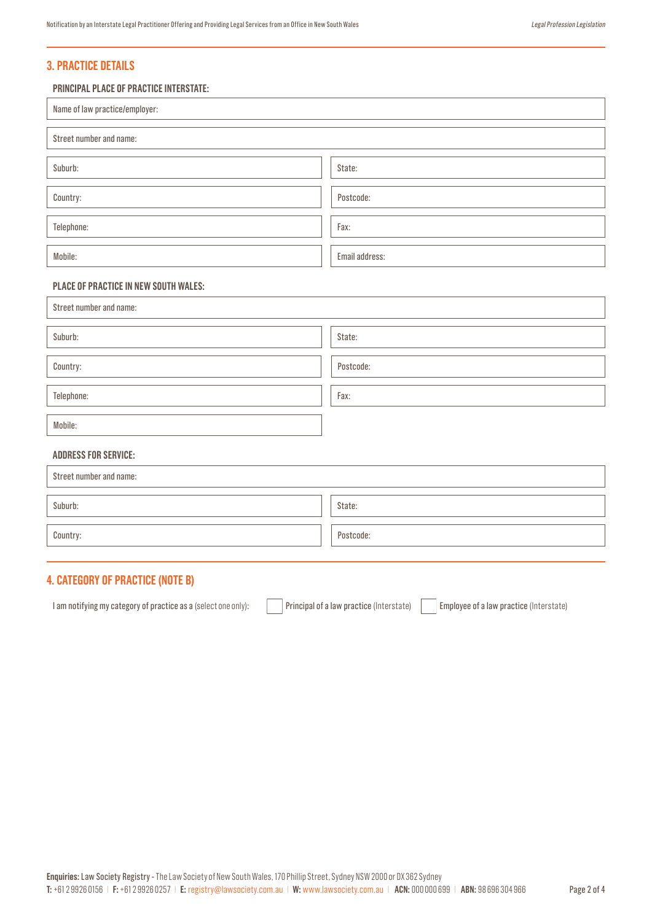## 3. PRACTICE DETAILS

### PRINCIPAL PLACE OF PRACTICE INTERSTATE:

| Name of law practice/employer: | |
|---|---|
| Street number and name: | |
| Suburb: | State: |
| Country: | Postcode: |
| Telephone: | Fax: |
| Mobile: | Email address: |

### PLACE OF PRACTICE IN NEW SOUTH WALES:

| Street number and name: | |
|---|---|
| Suburb: | State: |
| Country: | Postcode: |
| Telephone: | Fax: |
| Mobile: | |

### ADDRESS FOR SERVICE:

| Street number and name: | |
|---|---|
| Suburb: | State: |
| Country: | Postcode: |

## 4. CATEGORY OF PRACTICE (NOTE B)

I am notifying my category of practice as a (select one only):

- [ ] Principal of a law practice (Interstate)
- [ ] Employee of a law practice (Interstate)

**Enquiries:** Law Society Registry - The Law Society of New South Wales, 170 Phillip Street, Sydney NSW 2000 or DX 362 Sydney
**T:** +61 2 9926 0156 | **F:** +61 2 9926 0257 | **E:** registry@lawsociety.com.au | **W:** www.lawsociety.com.au | **ACN:** 000 000 699 | **ABN:** 98 696 304 966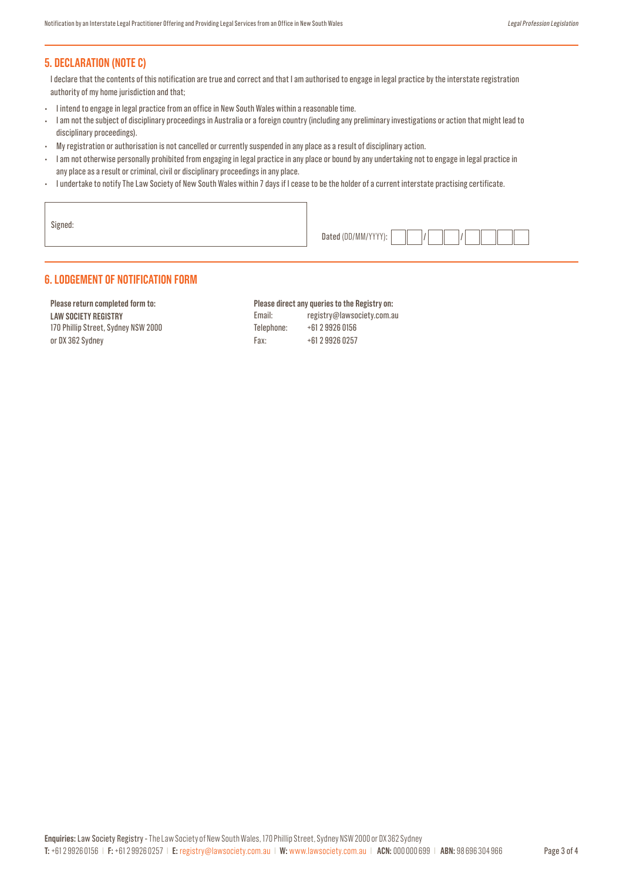## 5. DECLARATION (NOTE C)

I declare that the contents of this notification are true and correct and that I am authorised to engage in legal practice by the interstate registration authority of my home jurisdiction and that;

- I intend to engage in legal practice from an office in New South Wales within a reasonable time.
- I am not the subject of disciplinary proceedings in Australia or a foreign country (including any preliminary investigations or action that might lead to disciplinary proceedings).
- My registration or authorisation is not cancelled or currently suspended in any place as a result of disciplinary action.
- I am not otherwise personally prohibited from engaging in legal practice in any place or bound by any undertaking not to engage in legal practice in any place as a result or criminal, civil or disciplinary proceedings in any place.
- I undertake to notify The Law Society of New South Wales within 7 days if I cease to be the holder of a current interstate practising certificate.

Signed:

**Dated** (DD/MM/YYYY): __ __ / __ __ / __ __ __ __

## 6. LODGEMENT OF NOTIFICATION FORM

**Please return completed form to:**
**LAW SOCIETY REGISTRY**
170 Phillip Street, Sydney NSW 2000
or DX 362 Sydney

**Please direct any queries to the Registry on:**

| | |
|---|---|
| Email: | registry@lawsociety.com.au |
| Telephone: | +61 2 9926 0156 |
| Fax: | +61 2 9926 0257 |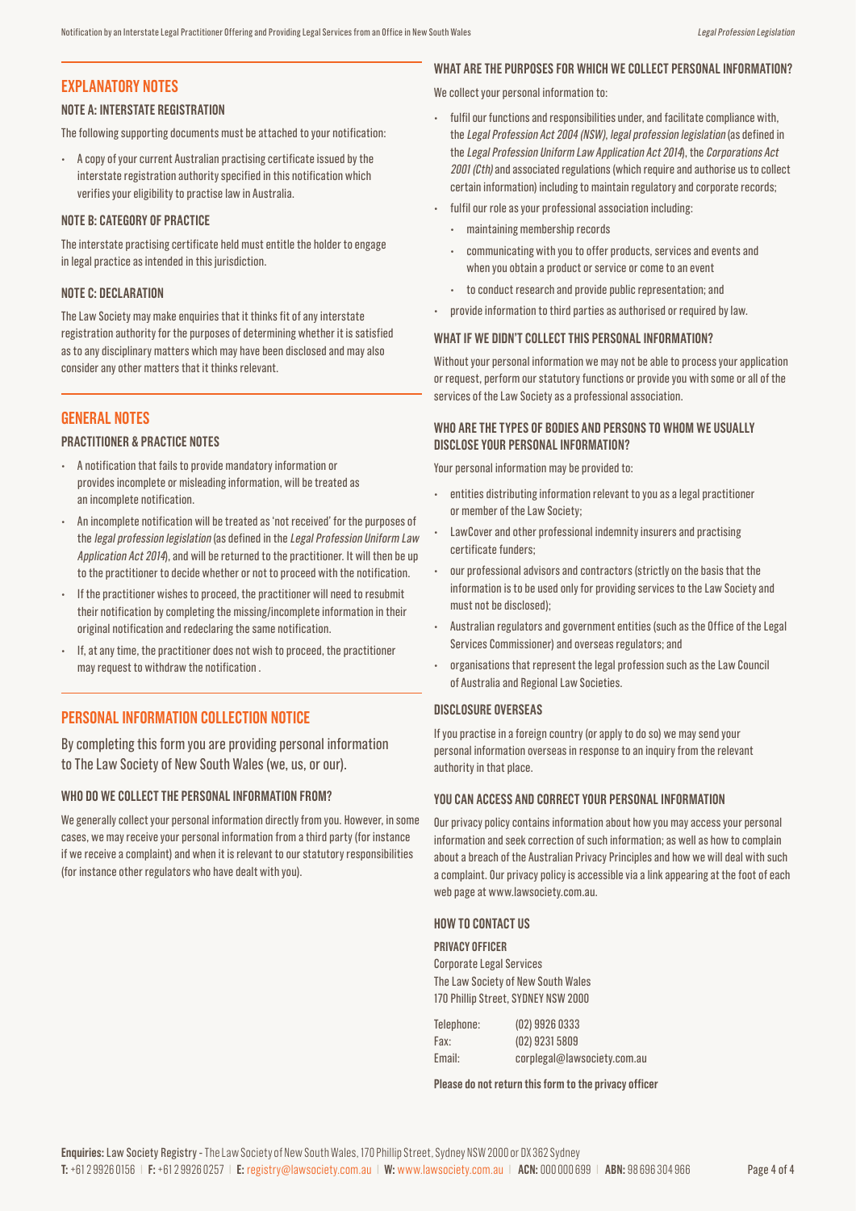## EXPLANATORY NOTES

### NOTE A: INTERSTATE REGISTRATION

The following supporting documents must be attached to your notification:

- A copy of your current Australian practising certificate issued by the interstate registration authority specified in this notification which verifies your eligibility to practise law in Australia.

### NOTE B: CATEGORY OF PRACTICE

The interstate practising certificate held must entitle the holder to engage in legal practice as intended in this jurisdiction.

### NOTE C: DECLARATION

The Law Society may make enquiries that it thinks fit of any interstate registration authority for the purposes of determining whether it is satisfied as to any disciplinary matters which may have been disclosed and may also consider any other matters that it thinks relevant.

## GENERAL NOTES

### PRACTITIONER & PRACTICE NOTES

- A notification that fails to provide mandatory information or provides incomplete or misleading information, will be treated as an incomplete notification.
- An incomplete notification will be treated as 'not received' for the purposes of the *legal profession legislation* (as defined in the *Legal Profession Uniform Law Application Act 2014*), and will be returned to the practitioner. It will then be up to the practitioner to decide whether or not to proceed with the notification.
- If the practitioner wishes to proceed, the practitioner will need to resubmit their notification by completing the missing/incomplete information in their original notification and redeclaring the same notification.
- If, at any time, the practitioner does not wish to proceed, the practitioner may request to withdraw the notification .

## PERSONAL INFORMATION COLLECTION NOTICE

By completing this form you are providing personal information to The Law Society of New South Wales (we, us, or our).

### WHO DO WE COLLECT THE PERSONAL INFORMATION FROM?

We generally collect your personal information directly from you. However, in some cases, we may receive your personal information from a third party (for instance if we receive a complaint) and when it is relevant to our statutory responsibilities (for instance other regulators who have dealt with you).

### WHAT ARE THE PURPOSES FOR WHICH WE COLLECT PERSONAL INFORMATION?

We collect your personal information to:

- fulfil our functions and responsibilities under, and facilitate compliance with, the *Legal Profession Act 2004 (NSW)*, *legal profession legislation* (as defined in the *Legal Profession Uniform Law Application Act 2014*), the *Corporations Act 2001 (Cth)* and associated regulations (which require and authorise us to collect certain information) including to maintain regulatory and corporate records;
- fulfil our role as your professional association including:
  - maintaining membership records
  - communicating with you to offer products, services and events and when you obtain a product or service or come to an event
  - to conduct research and provide public representation; and
- provide information to third parties as authorised or required by law.

### WHAT IF WE DIDN'T COLLECT THIS PERSONAL INFORMATION?

Without your personal information we may not be able to process your application or request, perform our statutory functions or provide you with some or all of the services of the Law Society as a professional association.

### WHO ARE THE TYPES OF BODIES AND PERSONS TO WHOM WE USUALLY DISCLOSE YOUR PERSONAL INFORMATION?

Your personal information may be provided to:

- entities distributing information relevant to you as a legal practitioner or member of the Law Society;
- LawCover and other professional indemnity insurers and practising certificate funders;
- our professional advisors and contractors (strictly on the basis that the information is to be used only for providing services to the Law Society and must not be disclosed);
- Australian regulators and government entities (such as the Office of the Legal Services Commissioner) and overseas regulators; and
- organisations that represent the legal profession such as the Law Council of Australia and Regional Law Societies.

### DISCLOSURE OVERSEAS

If you practise in a foreign country (or apply to do so) we may send your personal information overseas in response to an inquiry from the relevant authority in that place.

### YOU CAN ACCESS AND CORRECT YOUR PERSONAL INFORMATION

Our privacy policy contains information about how you may access your personal information and seek correction of such information; as well as how to complain about a breach of the Australian Privacy Principles and how we will deal with such a complaint. Our privacy policy is accessible via a link appearing at the foot of each web page at www.lawsociety.com.au.

### HOW TO CONTACT US

**PRIVACY OFFICER**
Corporate Legal Services
The Law Society of New South Wales
170 Phillip Street, SYDNEY NSW 2000

Telephone: (02) 9926 0333
Fax: (02) 9231 5809
Email: corplegal@lawsociety.com.au

**Please do not return this form to the privacy officer**

**Enquiries:** Law Society Registry - The Law Society of New South Wales, 170 Phillip Street, Sydney NSW 2000 or DX 362 Sydney
**T:** +61 2 9926 0156 | **F:** +61 2 9926 0257 | **E:** registry@lawsociety.com.au | **W:** www.lawsociety.com.au | **ACN:** 000 000 699 | **ABN:** 98 696 304 966